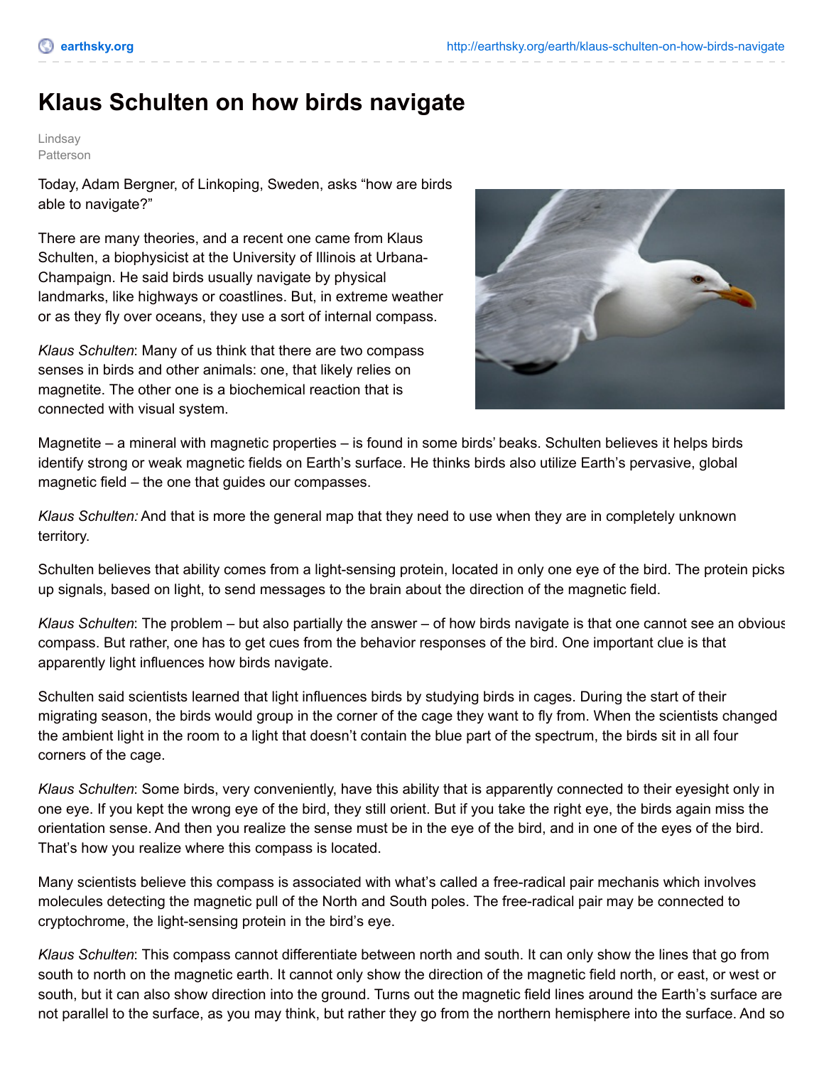# Klaus Schulten on how birds navigate

Lindsay Patterson

Today, Adam Bergner, of Linkoping, Sweden, asks "how are birds able to navigate?"

There are many theories, and a recent one came from Klaus Schulten, a biophysicist at the University of Illinois at Urbana-Champaign. He said birds usually navigate by physical landmarks, like highways or coastlines. But, in extreme weather or as they fly over oceans, they use a sort of internal compass.

*Klaus Schulten*: Many of us think that there are two compass senses in birds and other animals: one, that likely relies on magnetite. The other one is a biochemical reaction that is connected with visual system.

Magnetite – a mineral with magnetic properties – is found in some birds' beaks. Schulten believes it helps birds identify strong or weak magnetic fields on Earth's surface. He thinks birds also utilize Earth's pervasive, global magnetic field – the one that guides our compasses.

*Klaus Schulten:* And that is more the general map that they need to use when they are in completely unknown territory.

Schulten believes that ability comes from a light-sensing protein, located in only one eye of the bird. The protein picks up signals, based on light, to send messages to the brain about the direction of the magnetic field.

*Klaus Schulten*: The problem – but also partially the answer – of how birds navigate is that one cannot see an obvious compass. But rather, one has to get cues from the behavior responses of the bird. One important clue is that apparently light influences how birds navigate.

Schulten said scientists learned that light influences birds by studying birds in cages. During the start of their migrating season, the birds would group in the corner of the cage they want to fly from. When the scientists changed the ambient light in the room to a light that doesn't contain the blue part of the spectrum, the birds sit in all four corners of the cage.

*Klaus Schulten*: Some birds, very conveniently, have this ability that is apparently connected to their eyesight only in one eye. If you kept the wrong eye of the bird, they still orient. But if you take the right eye, the birds again miss the orientation sense. And then you realize the sense must be in the eye of the bird, and in one of the eyes of the bird. That's how you realize where this compass is located.

Many scientists believe this compass is associated with what's called a free-radical pair mechanis which involves molecules detecting the magnetic pull of the North and South poles. The free-radical pair may be connected to cryptochrome, the light-sensing protein in the bird's eye.

*Klaus Schulten*: This compass cannot differentiate between north and south. It can only show the lines that go from south to north on the magnetic earth. It cannot only show the direction of the magnetic field north, or east, or west or south, but it can also show direction into the ground. Turns out the magnetic field lines around the Earth's surface are not parallel to the surface, as you may think, but rather they go from the northern hemisphere into the surface. And so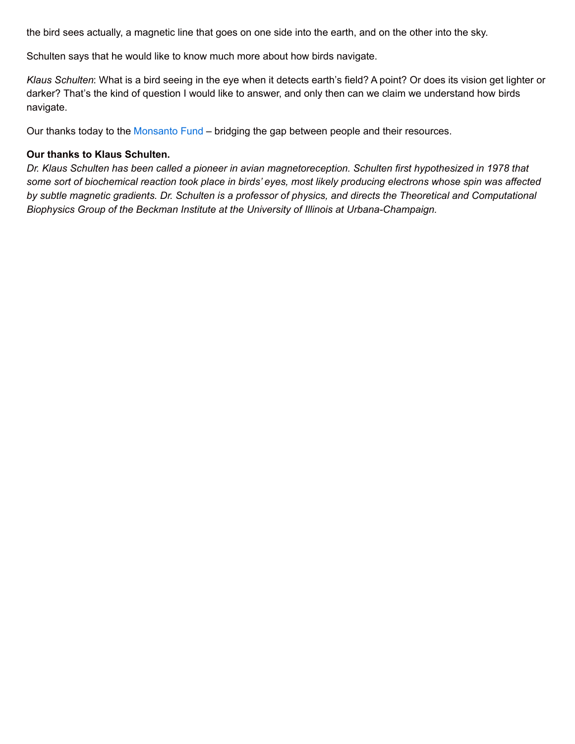the bird sees actually, a magnetic line that goes on one side into the earth, and on the other into the sky.

Schulten says that he would like to know much more about how birds navigate.

*Klaus Schulten*: What is a bird seeing in the eye when it detects earth's field? A point? Or does its vision get lighter or darker? That's the kind of question I would like to answer, and only then can we claim we understand how birds navigate.

Our thanks today to the Monsanto Fund – bridging the gap between people and their resources.

**Our thanks to Klaus Schulten.**
*Dr. Klaus Schulten has been called a pioneer in avian magnetoreception. Schulten first hypothesized in 1978 that some sort of biochemical reaction took place in birds' eyes, most likely producing electrons whose spin was affected by subtle magnetic gradients. Dr. Schulten is a professor of physics, and directs the Theoretical and Computational Biophysics Group of the Beckman Institute at the University of Illinois at Urbana-Champaign.*